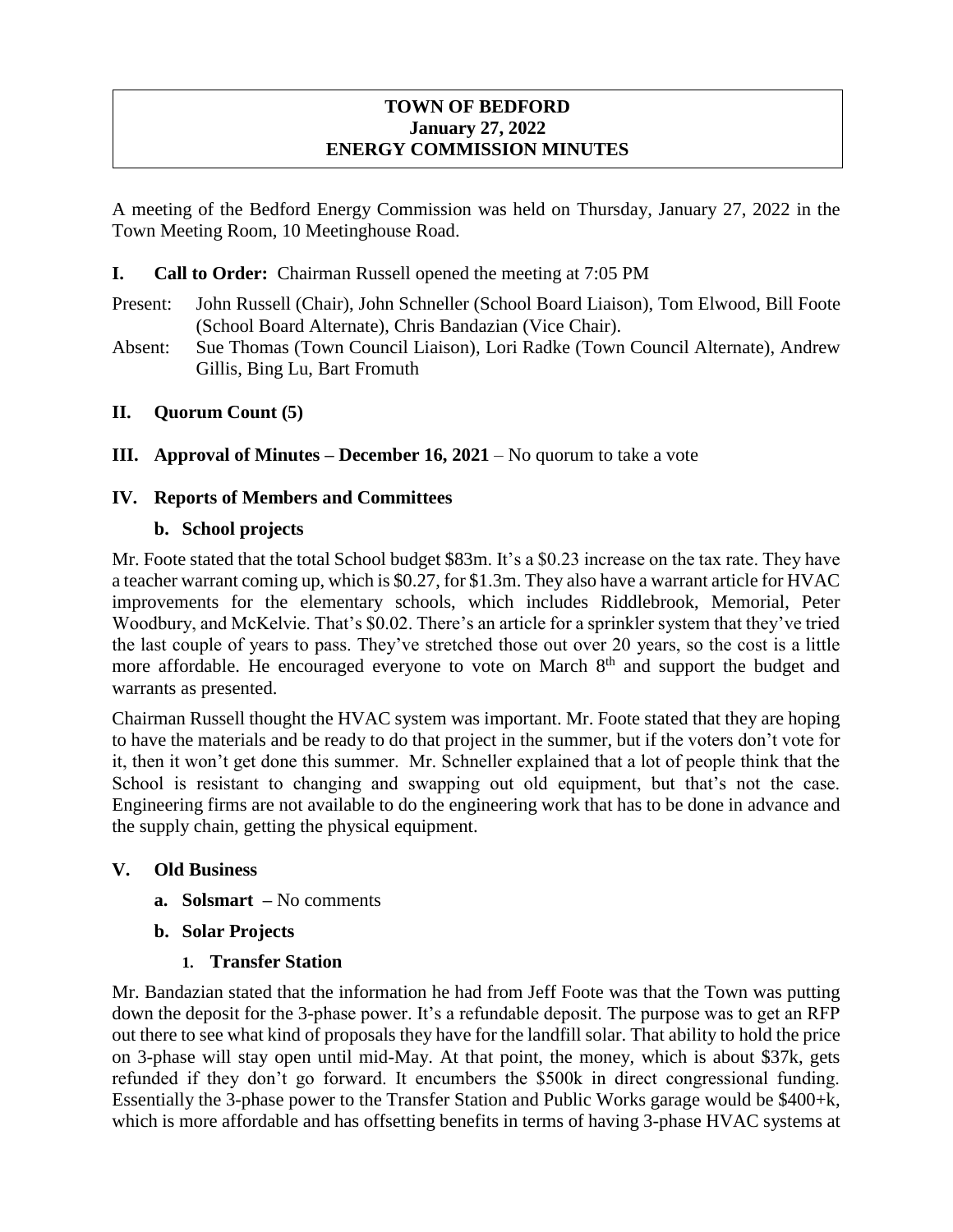**TOWN OF BEDFORD**
**January 27, 2022**
**ENERGY COMMISSION MINUTES**

A meeting of the Bedford Energy Commission was held on Thursday, January 27, 2022 in the Town Meeting Room, 10 Meetinghouse Road.

**I. Call to Order:** Chairman Russell opened the meeting at 7:05 PM

Present: John Russell (Chair), John Schneller (School Board Liaison), Tom Elwood, Bill Foote (School Board Alternate), Chris Bandazian (Vice Chair).

Absent: Sue Thomas (Town Council Liaison), Lori Radke (Town Council Alternate), Andrew Gillis, Bing Lu, Bart Fromuth

**II. Quorum Count (5)**

**III. Approval of Minutes – December 16, 2021** – No quorum to take a vote

**IV. Reports of Members and Committees**

**b. School projects**

Mr. Foote stated that the total School budget $83m. It's a $0.23 increase on the tax rate. They have a teacher warrant coming up, which is $0.27, for $1.3m. They also have a warrant article for HVAC improvements for the elementary schools, which includes Riddlebrook, Memorial, Peter Woodbury, and McKelvie. That's $0.02. There's an article for a sprinkler system that they've tried the last couple of years to pass. They've stretched those out over 20 years, so the cost is a little more affordable. He encouraged everyone to vote on March 8th and support the budget and warrants as presented.

Chairman Russell thought the HVAC system was important. Mr. Foote stated that they are hoping to have the materials and be ready to do that project in the summer, but if the voters don't vote for it, then it won't get done this summer. Mr. Schneller explained that a lot of people think that the School is resistant to changing and swapping out old equipment, but that's not the case. Engineering firms are not available to do the engineering work that has to be done in advance and the supply chain, getting the physical equipment.

**V. Old Business**

**a. Solsmart –** No comments

**b. Solar Projects**

**1. Transfer Station**

Mr. Bandazian stated that the information he had from Jeff Foote was that the Town was putting down the deposit for the 3-phase power. It's a refundable deposit. The purpose was to get an RFP out there to see what kind of proposals they have for the landfill solar. That ability to hold the price on 3-phase will stay open until mid-May. At that point, the money, which is about $37k, gets refunded if they don't go forward. It encumbers the $500k in direct congressional funding. Essentially the 3-phase power to the Transfer Station and Public Works garage would be $400+k, which is more affordable and has offsetting benefits in terms of having 3-phase HVAC systems at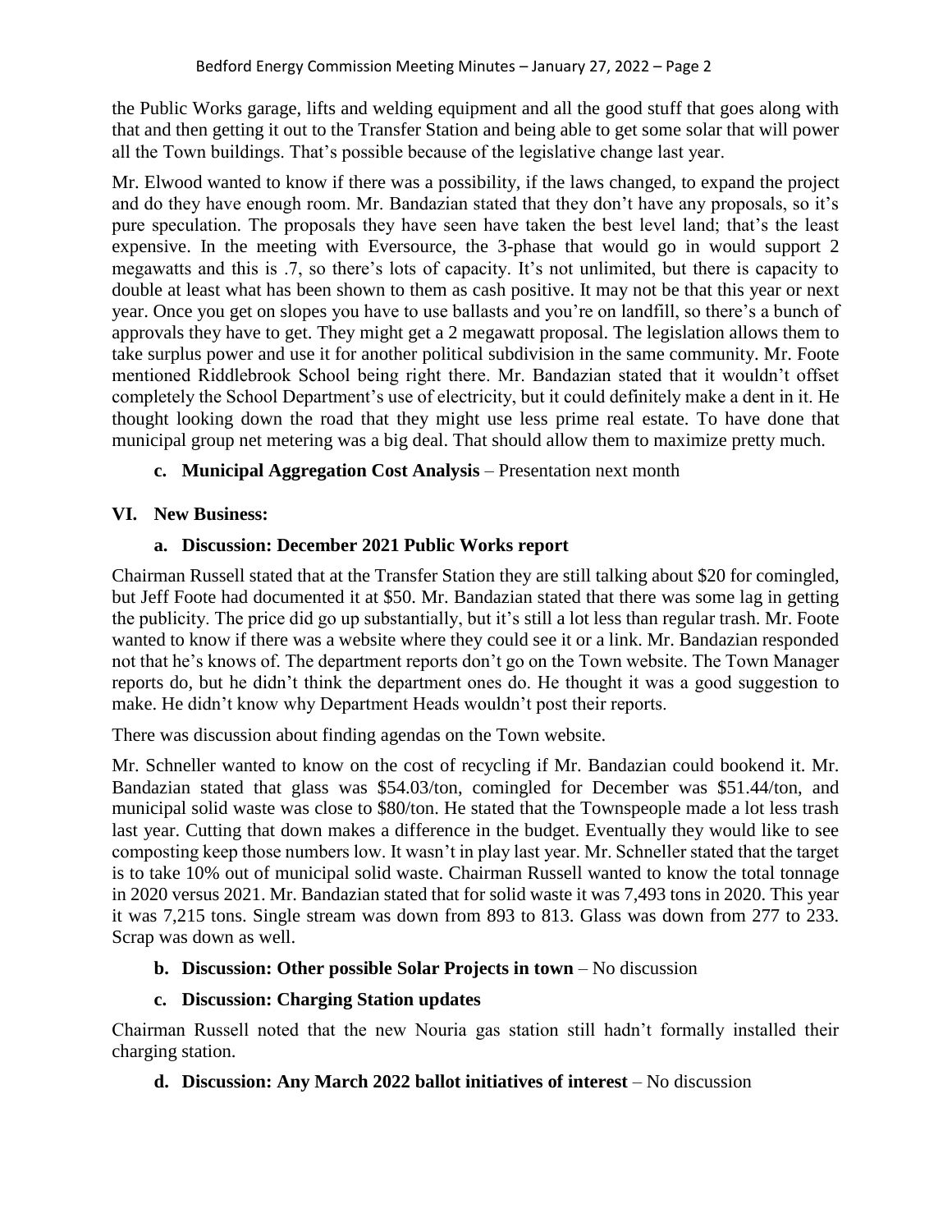the Public Works garage, lifts and welding equipment and all the good stuff that goes along with that and then getting it out to the Transfer Station and being able to get some solar that will power all the Town buildings. That's possible because of the legislative change last year.

Mr. Elwood wanted to know if there was a possibility, if the laws changed, to expand the project and do they have enough room. Mr. Bandazian stated that they don't have any proposals, so it's pure speculation. The proposals they have seen have taken the best level land; that's the least expensive. In the meeting with Eversource, the 3-phase that would go in would support 2 megawatts and this is .7, so there's lots of capacity. It's not unlimited, but there is capacity to double at least what has been shown to them as cash positive. It may not be that this year or next year. Once you get on slopes you have to use ballasts and you're on landfill, so there's a bunch of approvals they have to get. They might get a 2 megawatt proposal. The legislation allows them to take surplus power and use it for another political subdivision in the same community. Mr. Foote mentioned Riddlebrook School being right there. Mr. Bandazian stated that it wouldn't offset completely the School Department's use of electricity, but it could definitely make a dent in it. He thought looking down the road that they might use less prime real estate. To have done that municipal group net metering was a big deal. That should allow them to maximize pretty much.

**c. Municipal Aggregation Cost Analysis** – Presentation next month

## VI. New Business:

**a. Discussion: December 2021 Public Works report**

Chairman Russell stated that at the Transfer Station they are still talking about $20 for comingled, but Jeff Foote had documented it at $50. Mr. Bandazian stated that there was some lag in getting the publicity. The price did go up substantially, but it's still a lot less than regular trash. Mr. Foote wanted to know if there was a website where they could see it or a link. Mr. Bandazian responded not that he's knows of. The department reports don't go on the Town website. The Town Manager reports do, but he didn't think the department ones do. He thought it was a good suggestion to make. He didn't know why Department Heads wouldn't post their reports.

There was discussion about finding agendas on the Town website.

Mr. Schneller wanted to know on the cost of recycling if Mr. Bandazian could bookend it. Mr. Bandazian stated that glass was $54.03/ton, comingled for December was $51.44/ton, and municipal solid waste was close to $80/ton. He stated that the Townspeople made a lot less trash last year. Cutting that down makes a difference in the budget. Eventually they would like to see composting keep those numbers low. It wasn't in play last year. Mr. Schneller stated that the target is to take 10% out of municipal solid waste. Chairman Russell wanted to know the total tonnage in 2020 versus 2021. Mr. Bandazian stated that for solid waste it was 7,493 tons in 2020. This year it was 7,215 tons. Single stream was down from 893 to 813. Glass was down from 277 to 233. Scrap was down as well.

**b. Discussion: Other possible Solar Projects in town** – No discussion

**c. Discussion: Charging Station updates**

Chairman Russell noted that the new Nouria gas station still hadn't formally installed their charging station.

**d. Discussion: Any March 2022 ballot initiatives of interest** – No discussion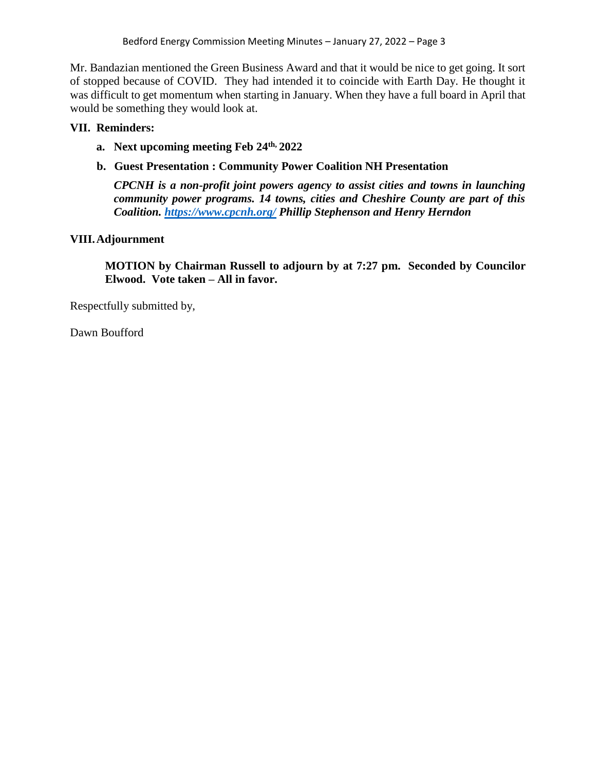Mr. Bandazian mentioned the Green Business Award and that it would be nice to get going. It sort of stopped because of COVID. They had intended it to coincide with Earth Day. He thought it was difficult to get momentum when starting in January. When they have a full board in April that would be something they would look at.

## VII. Reminders:

**a. Next upcoming meeting Feb 24th, 2022**

**b. Guest Presentation : Community Power Coalition NH Presentation**

***CPCNH is a non-profit joint powers agency to assist cities and towns in launching community power programs. 14 towns, cities and Cheshire County are part of this Coalition. https://www.cpcnh.org/ Phillip Stephenson and Henry Herndon***

## VIII. Adjournment

**MOTION by Chairman Russell to adjourn by at 7:27 pm. Seconded by Councilor Elwood. Vote taken – All in favor.**

Respectfully submitted by,

Dawn Boufford